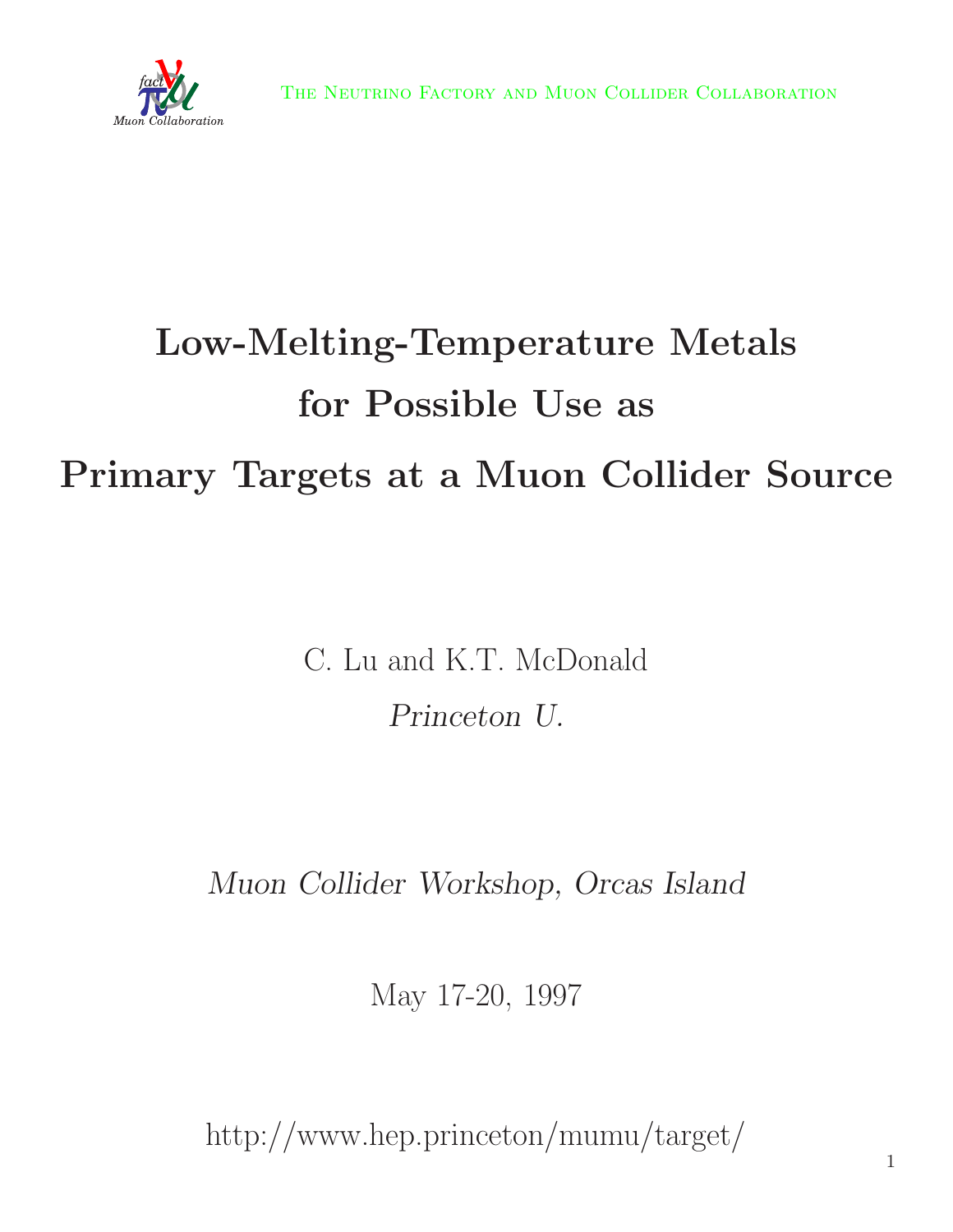The Neutrino Factory and Muon Collider Collaboration

# Low-Melting-Temperature Metals for Possible Use as Primary Targets at a Muon Collider Source

C. Lu and K.T. McDonald

*Princeton U.*

*Muon Collider Workshop, Orcas Island*

May 17-20, 1997

http://www.hep.princeton/mumu/target/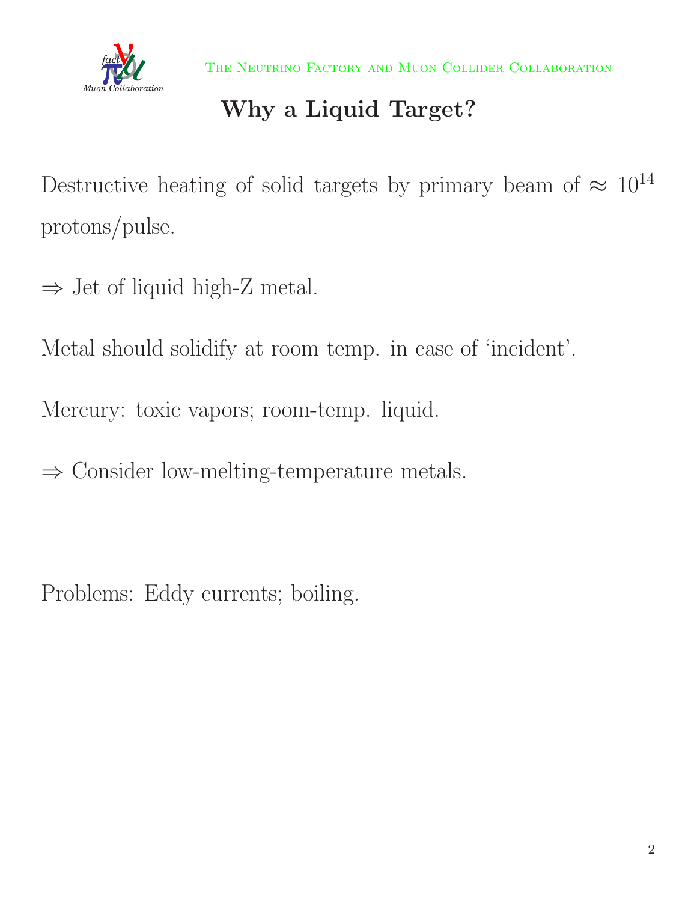# Why a Liquid Target?

Destructive heating of solid targets by primary beam of $\approx 10^{14}$ protons/pulse.

$\Rightarrow$ Jet of liquid high-Z metal.

Metal should solidify at room temp. in case of 'incident'.

Mercury: toxic vapors; room-temp. liquid.

$\Rightarrow$ Consider low-melting-temperature metals.

Problems: Eddy currents; boiling.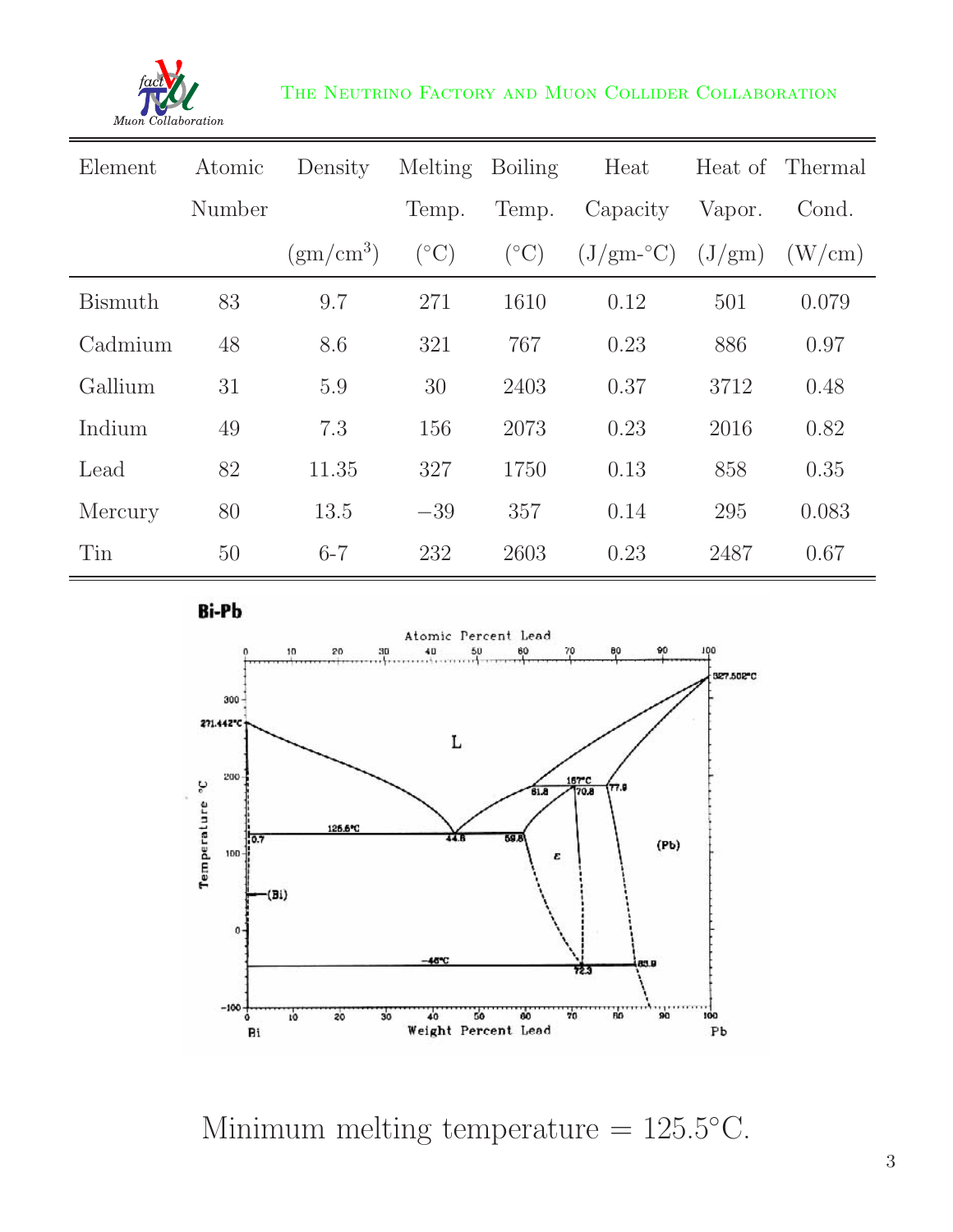| Element | Atomic Number | Density (gm/cm$^3$) | Melting Temp. (°C) | Boiling Temp. (°C) | Heat Capacity (J/gm-°C) | Heat of Vapor. (J/gm) | Thermal Cond. (W/cm) |
|---|---|---|---|---|---|---|---|
| Bismuth | 83 | 9.7 | 271 | 1610 | 0.12 | 501 | 0.079 |
| Cadmium | 48 | 8.6 | 321 | 767 | 0.23 | 886 | 0.97 |
| Gallium | 31 | 5.9 | 30 | 2403 | 0.37 | 3712 | 0.48 |
| Indium | 49 | 7.3 | 156 | 2073 | 0.23 | 2016 | 0.82 |
| Lead | 82 | 11.35 | 327 | 1750 | 0.13 | 858 | 0.35 |
| Mercury | 80 | 13.5 | −39 | 357 | 0.14 | 295 | 0.083 |
| Tin | 50 | 6-7 | 232 | 2603 | 0.23 | 2487 | 0.67 |

Minimum melting temperature = 125.5°C.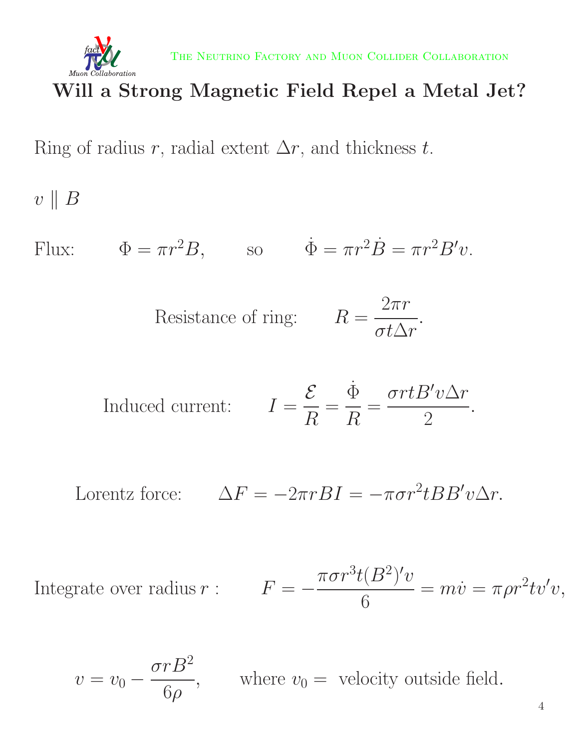# Will a Strong Magnetic Field Repel a Metal Jet?

Ring of radius $r$, radial extent $\Delta r$, and thickness $t$.

$v \parallel B$

Flux: $\Phi = \pi r^2 B, \qquad \text{so} \qquad \dot{\Phi} = \pi r^2 \dot{B} = \pi r^2 B' v.$

$$\text{Resistance of ring:} \qquad R = \frac{2\pi r}{\sigma t \Delta r}.$$

$$\text{Induced current:} \qquad I = \frac{\mathcal{E}}{R} = \frac{\dot{\Phi}}{R} = \frac{\sigma r t B' v \Delta r}{2}.$$

$$\text{Lorentz force:} \qquad \Delta F = -2\pi r B I = -\pi \sigma r^2 t B B' v \Delta r.$$

$$\text{Integrate over radius } r: \qquad F = -\frac{\pi \sigma r^3 t (B^2)' v}{6} = m\dot{v} = \pi \rho r^2 t v' v,$$

$$v = v_0 - \frac{\sigma r B^2}{6\rho}, \qquad \text{where } v_0 = \text{ velocity outside field.}$$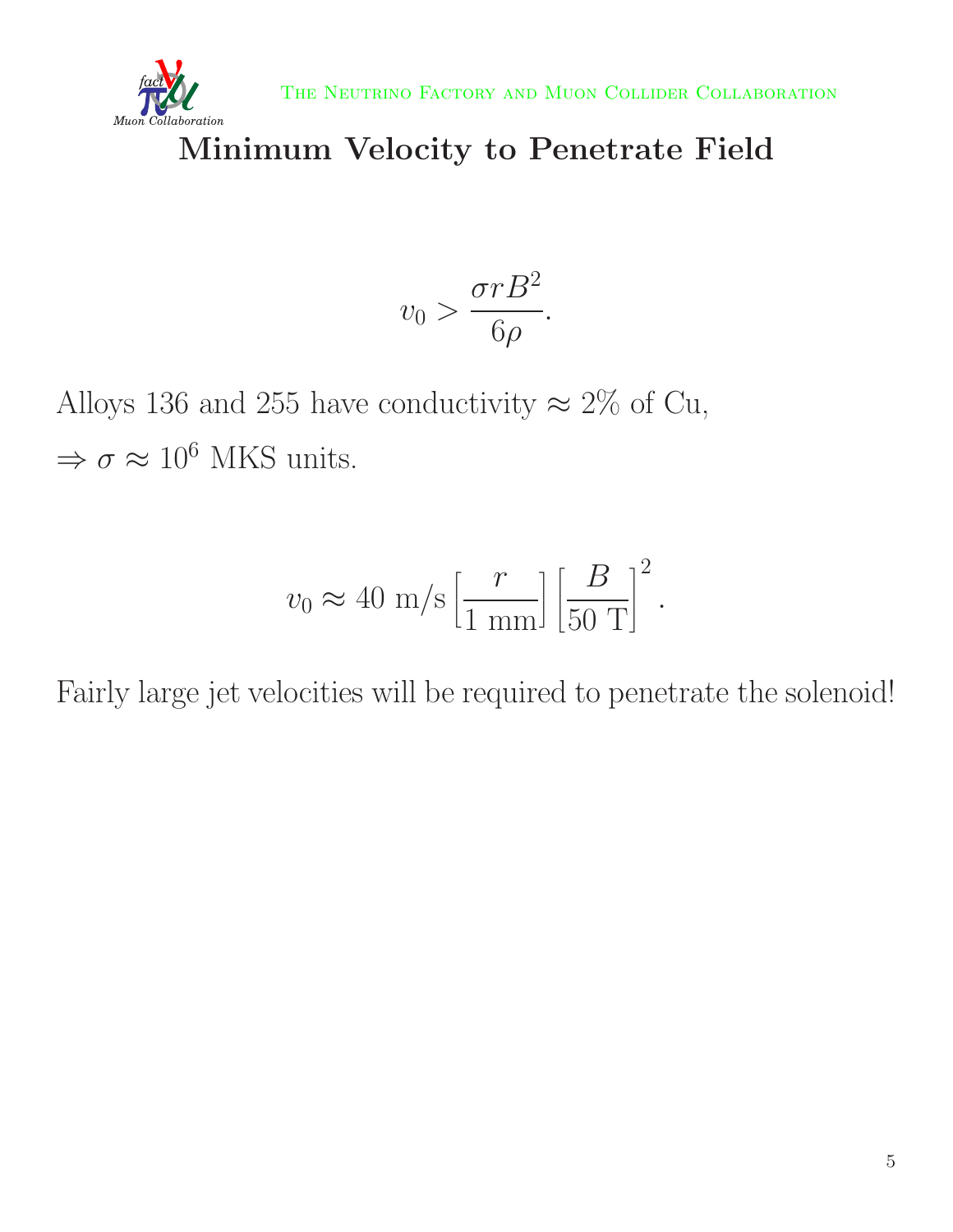# Minimum Velocity to Penetrate Field

$$v_0 > \frac{\sigma r B^2}{6\rho}.$$

Alloys 136 and 255 have conductivity $\approx 2\%$ of Cu,

$\Rightarrow \sigma \approx 10^6$ MKS units.

$$v_0 \approx 40 \text{ m/s} \left[\frac{r}{1 \text{ mm}}\right] \left[\frac{B}{50 \text{ T}}\right]^2.$$

Fairly large jet velocities will be required to penetrate the solenoid!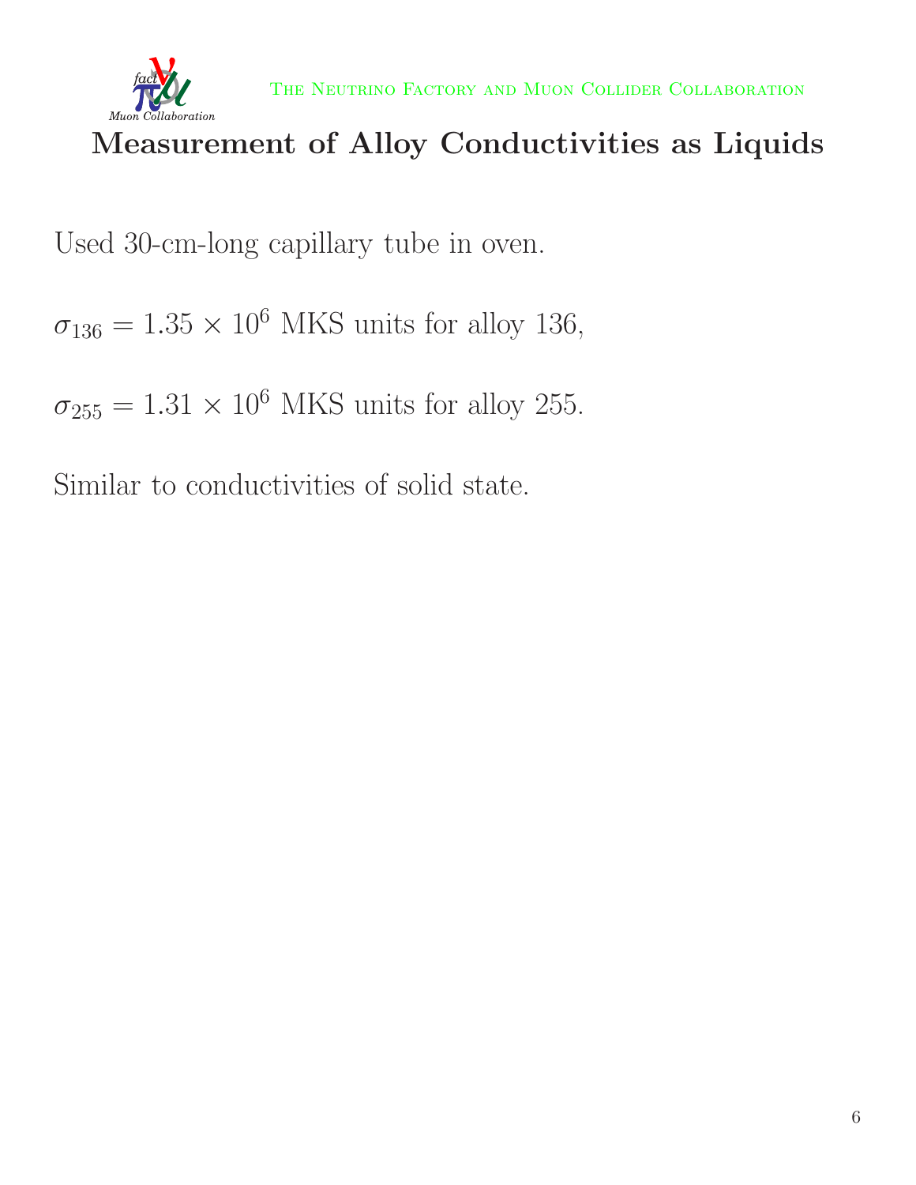# Measurement of Alloy Conductivities as Liquids

Used 30-cm-long capillary tube in oven.

$\sigma_{136} = 1.35 \times 10^6$ MKS units for alloy 136,

$\sigma_{255} = 1.31 \times 10^6$ MKS units for alloy 255.

Similar to conductivities of solid state.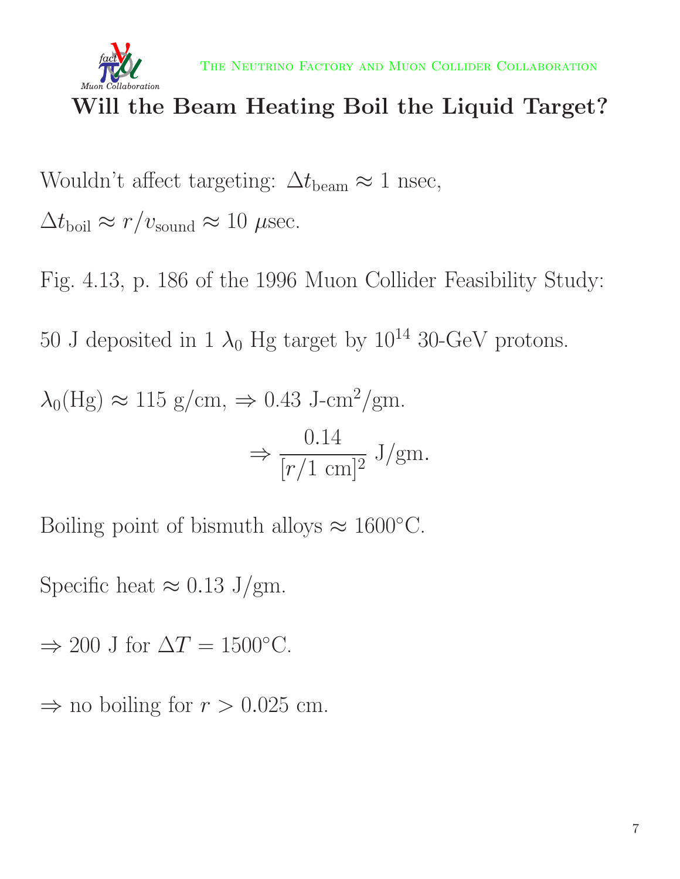# Will the Beam Heating Boil the Liquid Target?

Wouldn't affect targeting: $\Delta t_{\text{beam}} \approx 1$ nsec,

$\Delta t_{\text{boil}} \approx r/v_{\text{sound}} \approx 10\ \mu$sec.

Fig. 4.13, p. 186 of the 1996 Muon Collider Feasibility Study:

50 J deposited in 1 $\lambda_0$ Hg target by $10^{14}$ 30-GeV protons.

$\lambda_0(\text{Hg}) \approx 115$ g/cm, $\Rightarrow 0.43$ J-cm$^2$/gm.

$$\Rightarrow \frac{0.14}{[r/1\ \text{cm}]^2}\ \text{J/gm.}$$

Boiling point of bismuth alloys $\approx 1600^\circ$C.

Specific heat $\approx 0.13$ J/gm.

$\Rightarrow 200$ J for $\Delta T = 1500^\circ$C.

$\Rightarrow$ no boiling for $r > 0.025$ cm.